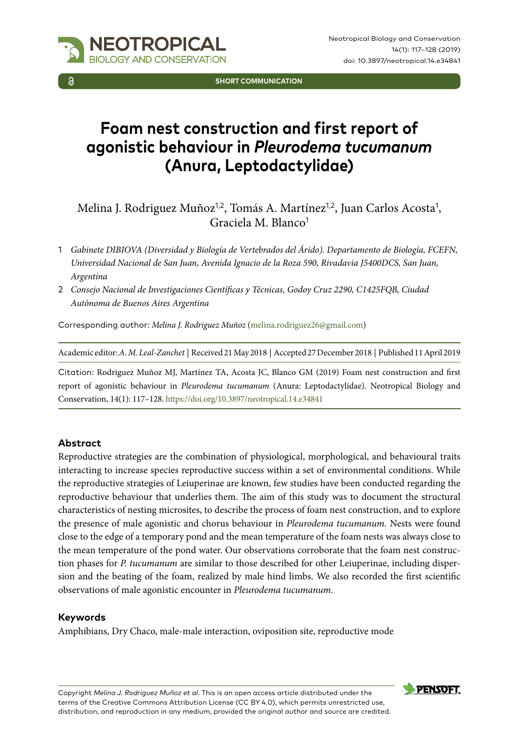SHORT COMMUNICATION

# Foam nest construction and first report of agonistic behaviour in *Pleurodema tucumanum* (Anura, Leptodactylidae)

Melina J. Rodriguez Muñoz[1,2], Tomás A. Martínez[1,2], Juan Carlos Acosta[1], Graciela M. Blanco[1]

1 *Gabinete DIBIOVA (Diversidad y Biología de Vertebrados del Árido). Departamento de Biología, FCEFN, Universidad Nacional de San Juan, Avenida Ignacio de la Roza 590, Rivadavia J5400DCS, San Juan, Argentina*

2 *Consejo Nacional de Investigaciones Científicas y Técnicas, Godoy Cruz 2290, C1425FQB, Ciudad Autónoma de Buenos Aires Argentina*

Corresponding author: *Melina J. Rodriguez Muñoz* (melina.rodriguez26@gmail.com)

Academic editor: *A. M. Leal-Zanchet* | Received 21 May 2018 | Accepted 27 December 2018 | Published 11 April 2019

Citation: Rodriguez Muñoz MJ, Martínez TA, Acosta JC, Blanco GM (2019) Foam nest construction and first report of agonistic behaviour in *Pleurodema tucumanum* (Anura: Leptodactylidae). Neotropical Biology and Conservation, 14(1): 117–128. https://doi.org/10.3897/neotropical.14.e34841

## Abstract

Reproductive strategies are the combination of physiological, morphological, and behavioural traits interacting to increase species reproductive success within a set of environmental conditions. While the reproductive strategies of Leiuperinae are known, few studies have been conducted regarding the reproductive behaviour that underlies them. The aim of this study was to document the structural characteristics of nesting microsites, to describe the process of foam nest construction, and to explore the presence of male agonistic and chorus behaviour in *Pleurodema tucumanum*. Nests were found close to the edge of a temporary pond and the mean temperature of the foam nests was always close to the mean temperature of the pond water. Our observations corroborate that the foam nest construction phases for *P. tucumanum* are similar to those described for other Leiuperinae, including dispersion and the beating of the foam, realized by male hind limbs. We also recorded the first scientific observations of male agonistic encounter in *Pleurodema tucumanum*.

## Keywords

Amphibians, Dry Chaco, male-male interaction, oviposition site, reproductive mode

Copyright *Melina J. Rodriguez Muñoz et al*. This is an open access article distributed under the terms of the Creative Commons Attribution License (CC BY 4.0), which permits unrestricted use, distribution, and reproduction in any medium, provided the original author and source are credited.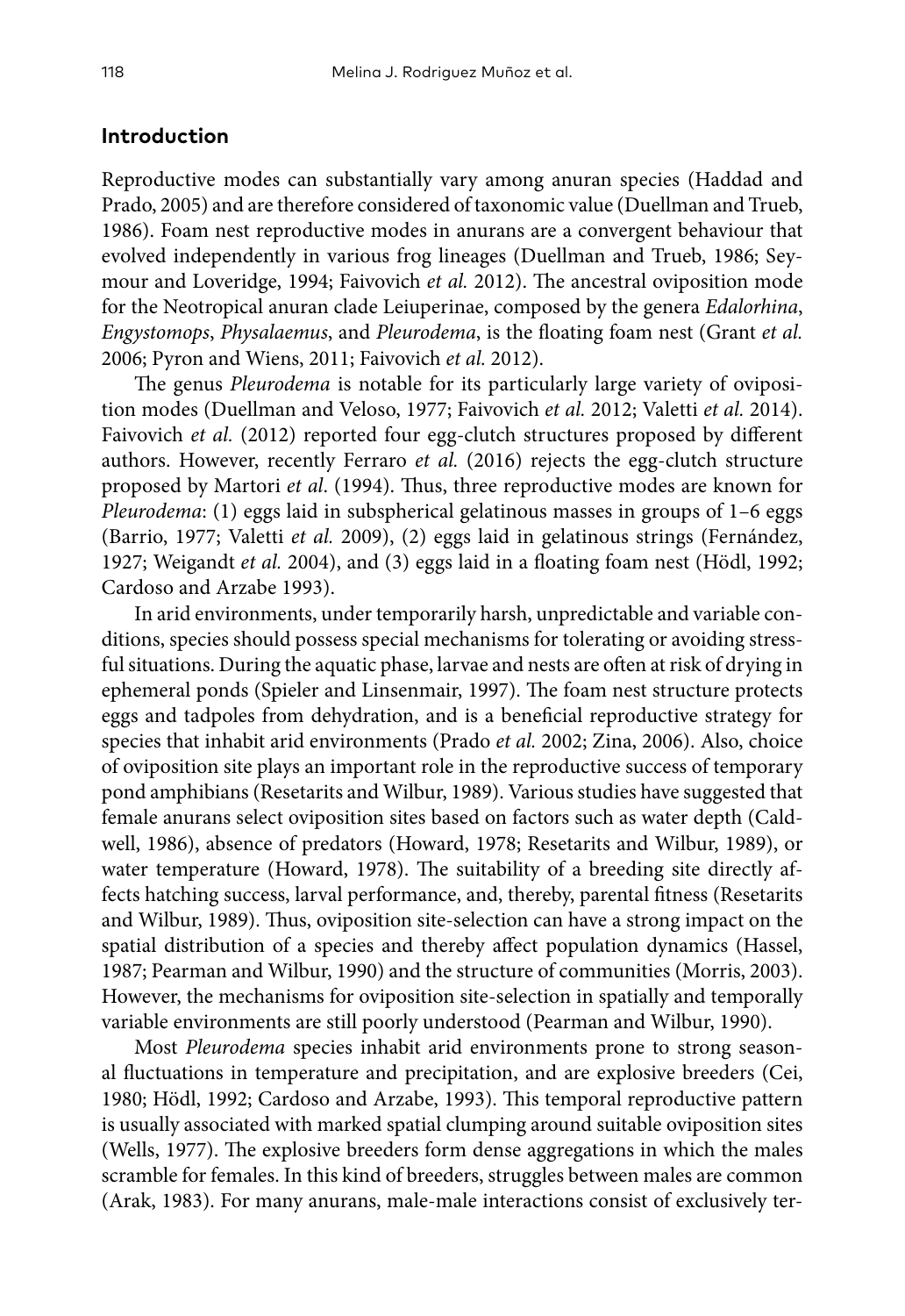## Introduction

Reproductive modes can substantially vary among anuran species (Haddad and Prado, 2005) and are therefore considered of taxonomic value (Duellman and Trueb, 1986). Foam nest reproductive modes in anurans are a convergent behaviour that evolved independently in various frog lineages (Duellman and Trueb, 1986; Seymour and Loveridge, 1994; Faivovich *et al.* 2012). The ancestral oviposition mode for the Neotropical anuran clade Leiuperinae, composed by the genera *Edalorhina*, *Engystomops*, *Physalaemus*, and *Pleurodema*, is the floating foam nest (Grant *et al.* 2006; Pyron and Wiens, 2011; Faivovich *et al.* 2012).

The genus *Pleurodema* is notable for its particularly large variety of oviposition modes (Duellman and Veloso, 1977; Faivovich *et al.* 2012; Valetti *et al.* 2014). Faivovich *et al.* (2012) reported four egg-clutch structures proposed by different authors. However, recently Ferraro *et al.* (2016) rejects the egg-clutch structure proposed by Martori *et al.* (1994). Thus, three reproductive modes are known for *Pleurodema*: (1) eggs laid in subspherical gelatinous masses in groups of 1–6 eggs (Barrio, 1977; Valetti *et al.* 2009), (2) eggs laid in gelatinous strings (Fernández, 1927; Weigandt *et al.* 2004), and (3) eggs laid in a floating foam nest (Hödl, 1992; Cardoso and Arzabe 1993).

In arid environments, under temporarily harsh, unpredictable and variable conditions, species should possess special mechanisms for tolerating or avoiding stressful situations. During the aquatic phase, larvae and nests are often at risk of drying in ephemeral ponds (Spieler and Linsenmair, 1997). The foam nest structure protects eggs and tadpoles from dehydration, and is a beneficial reproductive strategy for species that inhabit arid environments (Prado *et al.* 2002; Zina, 2006). Also, choice of oviposition site plays an important role in the reproductive success of temporary pond amphibians (Resetarits and Wilbur, 1989). Various studies have suggested that female anurans select oviposition sites based on factors such as water depth (Caldwell, 1986), absence of predators (Howard, 1978; Resetarits and Wilbur, 1989), or water temperature (Howard, 1978). The suitability of a breeding site directly affects hatching success, larval performance, and, thereby, parental fitness (Resetarits and Wilbur, 1989). Thus, oviposition site-selection can have a strong impact on the spatial distribution of a species and thereby affect population dynamics (Hassel, 1987; Pearman and Wilbur, 1990) and the structure of communities (Morris, 2003). However, the mechanisms for oviposition site-selection in spatially and temporally variable environments are still poorly understood (Pearman and Wilbur, 1990).

Most *Pleurodema* species inhabit arid environments prone to strong seasonal fluctuations in temperature and precipitation, and are explosive breeders (Cei, 1980; Hödl, 1992; Cardoso and Arzabe, 1993). This temporal reproductive pattern is usually associated with marked spatial clumping around suitable oviposition sites (Wells, 1977). The explosive breeders form dense aggregations in which the males scramble for females. In this kind of breeders, struggles between males are common (Arak, 1983). For many anurans, male-male interactions consist of exclusively ter-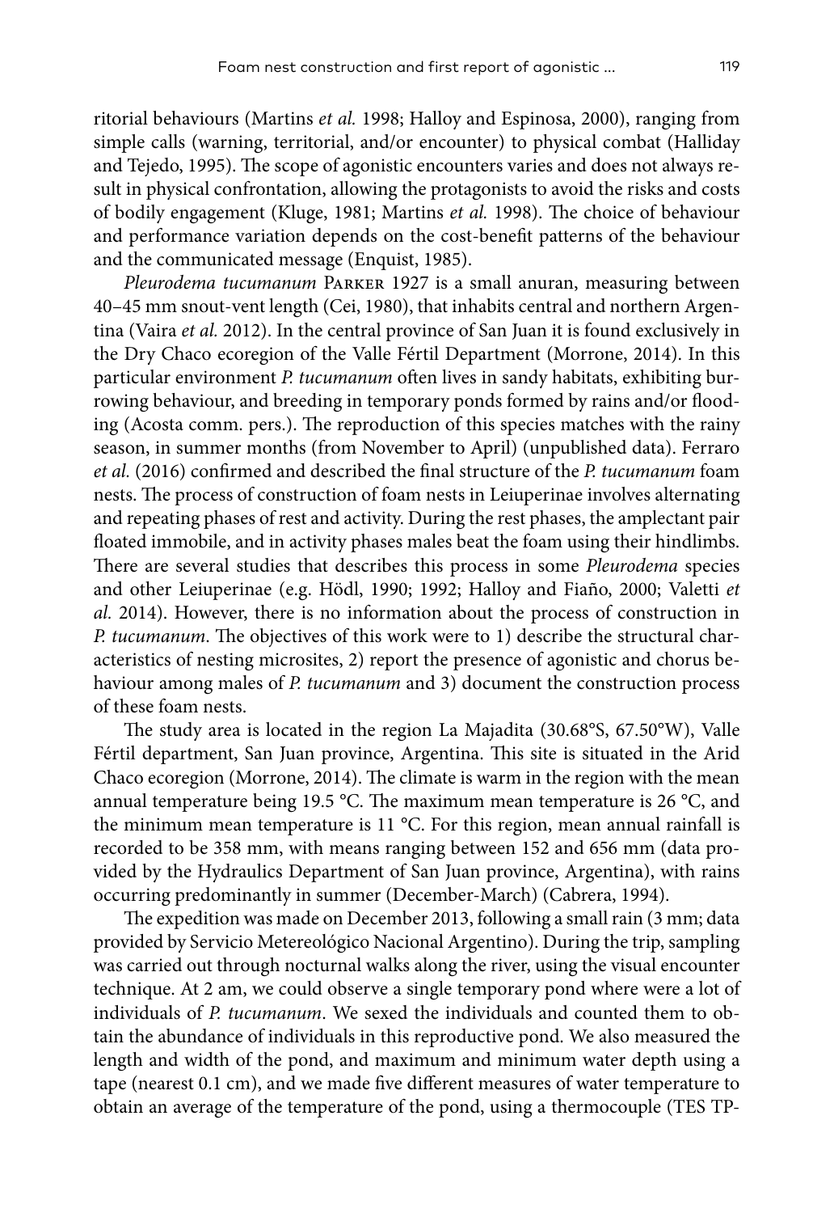ritorial behaviours (Martins *et al.* 1998; Halloy and Espinosa, 2000), ranging from simple calls (warning, territorial, and/or encounter) to physical combat (Halliday and Tejedo, 1995). The scope of agonistic encounters varies and does not always result in physical confrontation, allowing the protagonists to avoid the risks and costs of bodily engagement (Kluge, 1981; Martins *et al.* 1998). The choice of behaviour and performance variation depends on the cost-benefit patterns of the behaviour and the communicated message (Enquist, 1985).

*Pleurodema tucumanum* Parker 1927 is a small anuran, measuring between 40–45 mm snout-vent length (Cei, 1980), that inhabits central and northern Argentina (Vaira *et al.* 2012). In the central province of San Juan it is found exclusively in the Dry Chaco ecoregion of the Valle Fértil Department (Morrone, 2014). In this particular environment *P. tucumanum* often lives in sandy habitats, exhibiting burrowing behaviour, and breeding in temporary ponds formed by rains and/or flooding (Acosta comm. pers.). The reproduction of this species matches with the rainy season, in summer months (from November to April) (unpublished data). Ferraro *et al.* (2016) confirmed and described the final structure of the *P. tucumanum* foam nests. The process of construction of foam nests in Leiuperinae involves alternating and repeating phases of rest and activity. During the rest phases, the amplectant pair floated immobile, and in activity phases males beat the foam using their hindlimbs. There are several studies that describes this process in some *Pleurodema* species and other Leiuperinae (e.g. Hödl, 1990; 1992; Halloy and Fiaño, 2000; Valetti *et al.* 2014). However, there is no information about the process of construction in *P. tucumanum*. The objectives of this work were to 1) describe the structural characteristics of nesting microsites, 2) report the presence of agonistic and chorus behaviour among males of *P. tucumanum* and 3) document the construction process of these foam nests.

The study area is located in the region La Majadita (30.68°S, 67.50°W), Valle Fértil department, San Juan province, Argentina. This site is situated in the Arid Chaco ecoregion (Morrone, 2014). The climate is warm in the region with the mean annual temperature being 19.5 °C. The maximum mean temperature is 26 °C, and the minimum mean temperature is 11 °C. For this region, mean annual rainfall is recorded to be 358 mm, with means ranging between 152 and 656 mm (data provided by the Hydraulics Department of San Juan province, Argentina), with rains occurring predominantly in summer (December-March) (Cabrera, 1994).

The expedition was made on December 2013, following a small rain (3 mm; data provided by Servicio Metereológico Nacional Argentino). During the trip, sampling was carried out through nocturnal walks along the river, using the visual encounter technique. At 2 am, we could observe a single temporary pond where were a lot of individuals of *P. tucumanum*. We sexed the individuals and counted them to obtain the abundance of individuals in this reproductive pond. We also measured the length and width of the pond, and maximum and minimum water depth using a tape (nearest 0.1 cm), and we made five different measures of water temperature to obtain an average of the temperature of the pond, using a thermocouple (TES TP-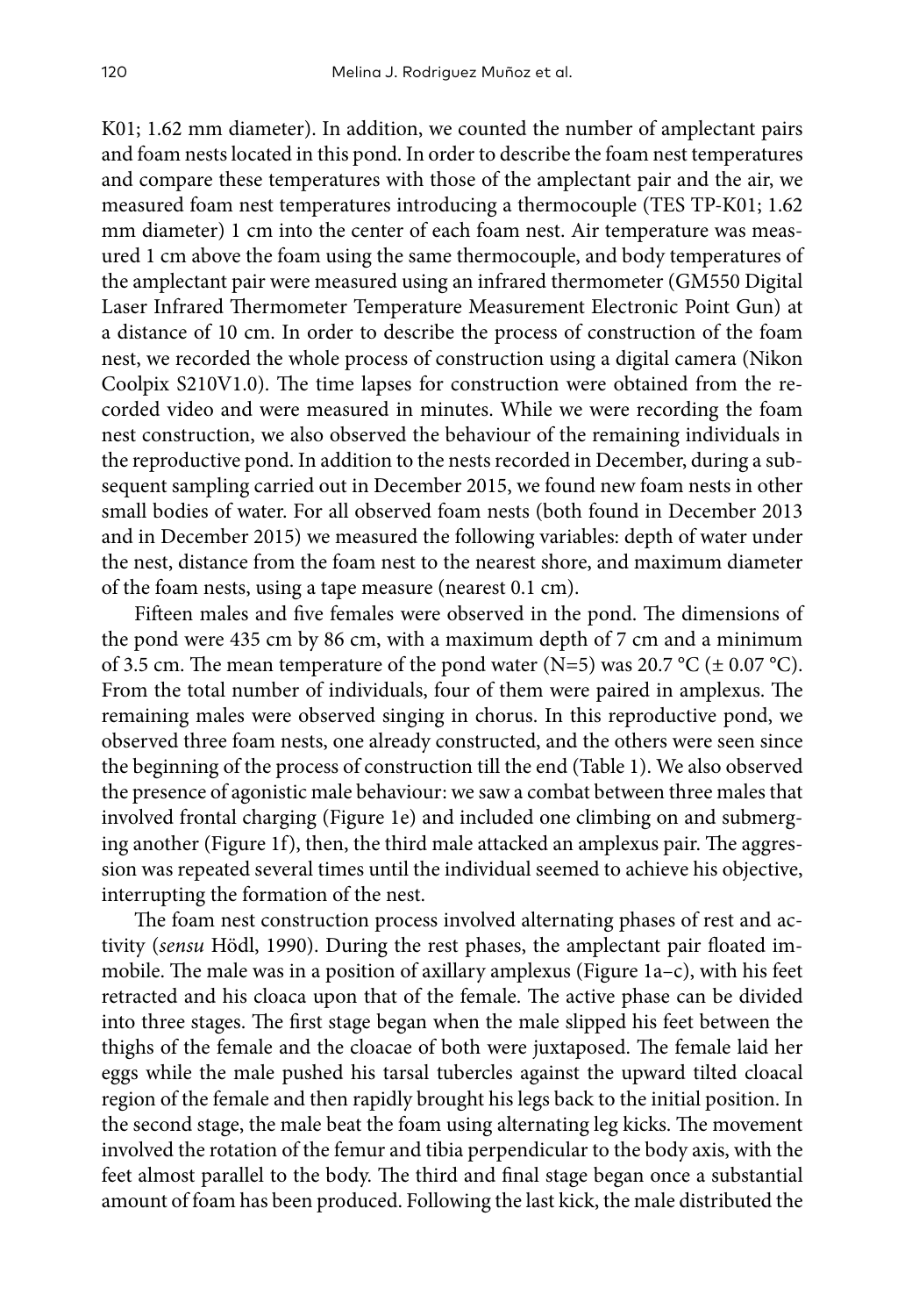K01; 1.62 mm diameter). In addition, we counted the number of amplectant pairs and foam nests located in this pond. In order to describe the foam nest temperatures and compare these temperatures with those of the amplectant pair and the air, we measured foam nest temperatures introducing a thermocouple (TES TP-K01; 1.62 mm diameter) 1 cm into the center of each foam nest. Air temperature was measured 1 cm above the foam using the same thermocouple, and body temperatures of the amplectant pair were measured using an infrared thermometer (GM550 Digital Laser Infrared Thermometer Temperature Measurement Electronic Point Gun) at a distance of 10 cm. In order to describe the process of construction of the foam nest, we recorded the whole process of construction using a digital camera (Nikon Coolpix S210V1.0). The time lapses for construction were obtained from the recorded video and were measured in minutes. While we were recording the foam nest construction, we also observed the behaviour of the remaining individuals in the reproductive pond. In addition to the nests recorded in December, during a subsequent sampling carried out in December 2015, we found new foam nests in other small bodies of water. For all observed foam nests (both found in December 2013 and in December 2015) we measured the following variables: depth of water under the nest, distance from the foam nest to the nearest shore, and maximum diameter of the foam nests, using a tape measure (nearest 0.1 cm).

Fifteen males and five females were observed in the pond. The dimensions of the pond were 435 cm by 86 cm, with a maximum depth of 7 cm and a minimum of 3.5 cm. The mean temperature of the pond water (N=5) was 20.7 °C (± 0.07 °C). From the total number of individuals, four of them were paired in amplexus. The remaining males were observed singing in chorus. In this reproductive pond, we observed three foam nests, one already constructed, and the others were seen since the beginning of the process of construction till the end (Table 1). We also observed the presence of agonistic male behaviour: we saw a combat between three males that involved frontal charging (Figure 1e) and included one climbing on and submerging another (Figure 1f), then, the third male attacked an amplexus pair. The aggression was repeated several times until the individual seemed to achieve his objective, interrupting the formation of the nest.

The foam nest construction process involved alternating phases of rest and activity (*sensu* Hödl, 1990). During the rest phases, the amplectant pair floated immobile. The male was in a position of axillary amplexus (Figure 1a–c), with his feet retracted and his cloaca upon that of the female. The active phase can be divided into three stages. The first stage began when the male slipped his feet between the thighs of the female and the cloacae of both were juxtaposed. The female laid her eggs while the male pushed his tarsal tubercles against the upward tilted cloacal region of the female and then rapidly brought his legs back to the initial position. In the second stage, the male beat the foam using alternating leg kicks. The movement involved the rotation of the femur and tibia perpendicular to the body axis, with the feet almost parallel to the body. The third and final stage began once a substantial amount of foam has been produced. Following the last kick, the male distributed the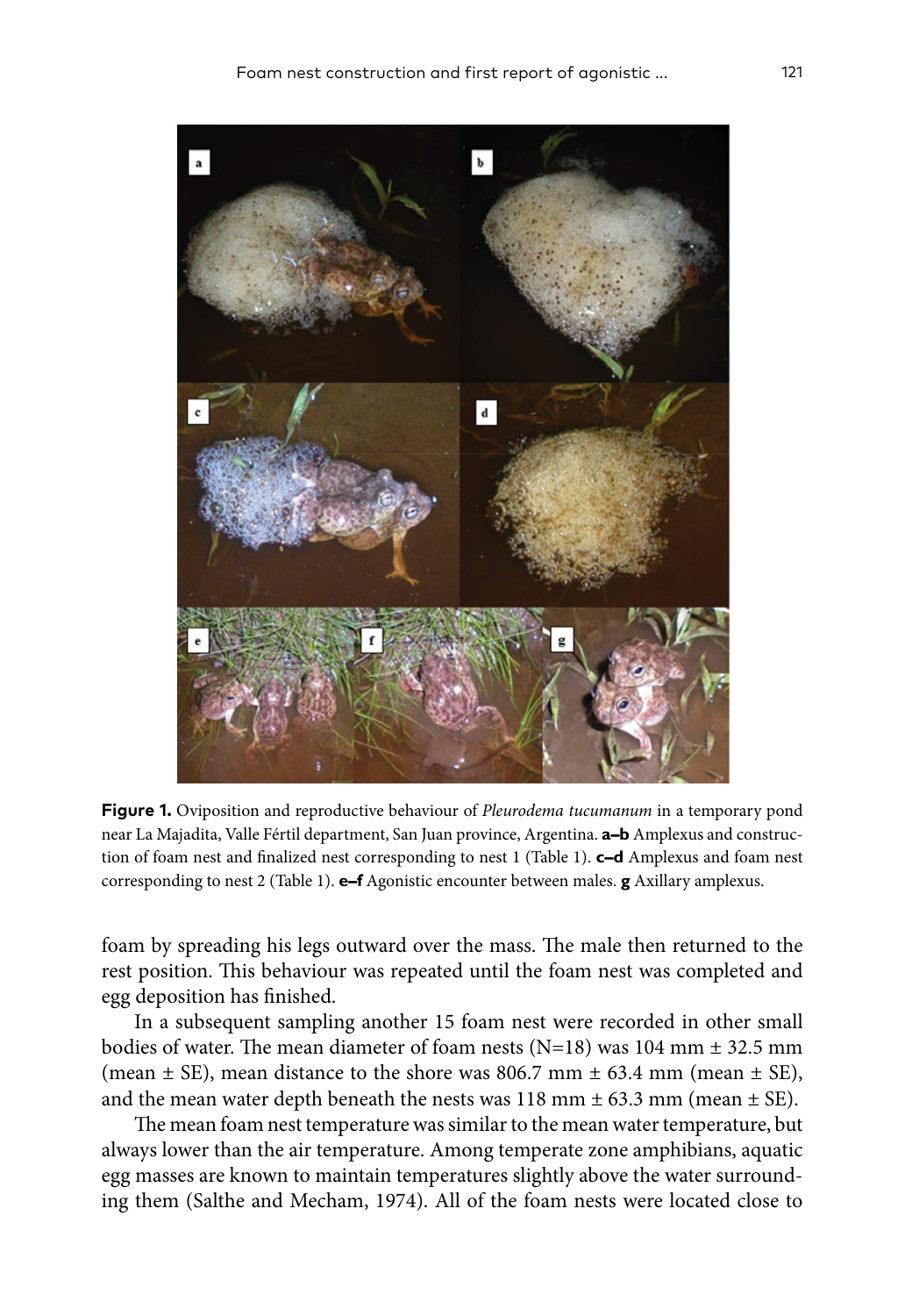**Figure 1.** Oviposition and reproductive behaviour of *Pleurodema tucumanum* in a temporary pond near La Majadita, Valle Fértil department, San Juan province, Argentina. **a–b** Amplexus and construction of foam nest and finalized nest corresponding to nest 1 (Table 1). **c–d** Amplexus and foam nest corresponding to nest 2 (Table 1). **e–f** Agonistic encounter between males. **g** Axillary amplexus.

foam by spreading his legs outward over the mass. The male then returned to the rest position. This behaviour was repeated until the foam nest was completed and egg deposition has finished.

In a subsequent sampling another 15 foam nest were recorded in other small bodies of water. The mean diameter of foam nests (N=18) was 104 mm ± 32.5 mm (mean ± SE), mean distance to the shore was 806.7 mm ± 63.4 mm (mean ± SE), and the mean water depth beneath the nests was 118 mm ± 63.3 mm (mean ± SE).

The mean foam nest temperature was similar to the mean water temperature, but always lower than the air temperature. Among temperate zone amphibians, aquatic egg masses are known to maintain temperatures slightly above the water surrounding them (Salthe and Mecham, 1974). All of the foam nests were located close to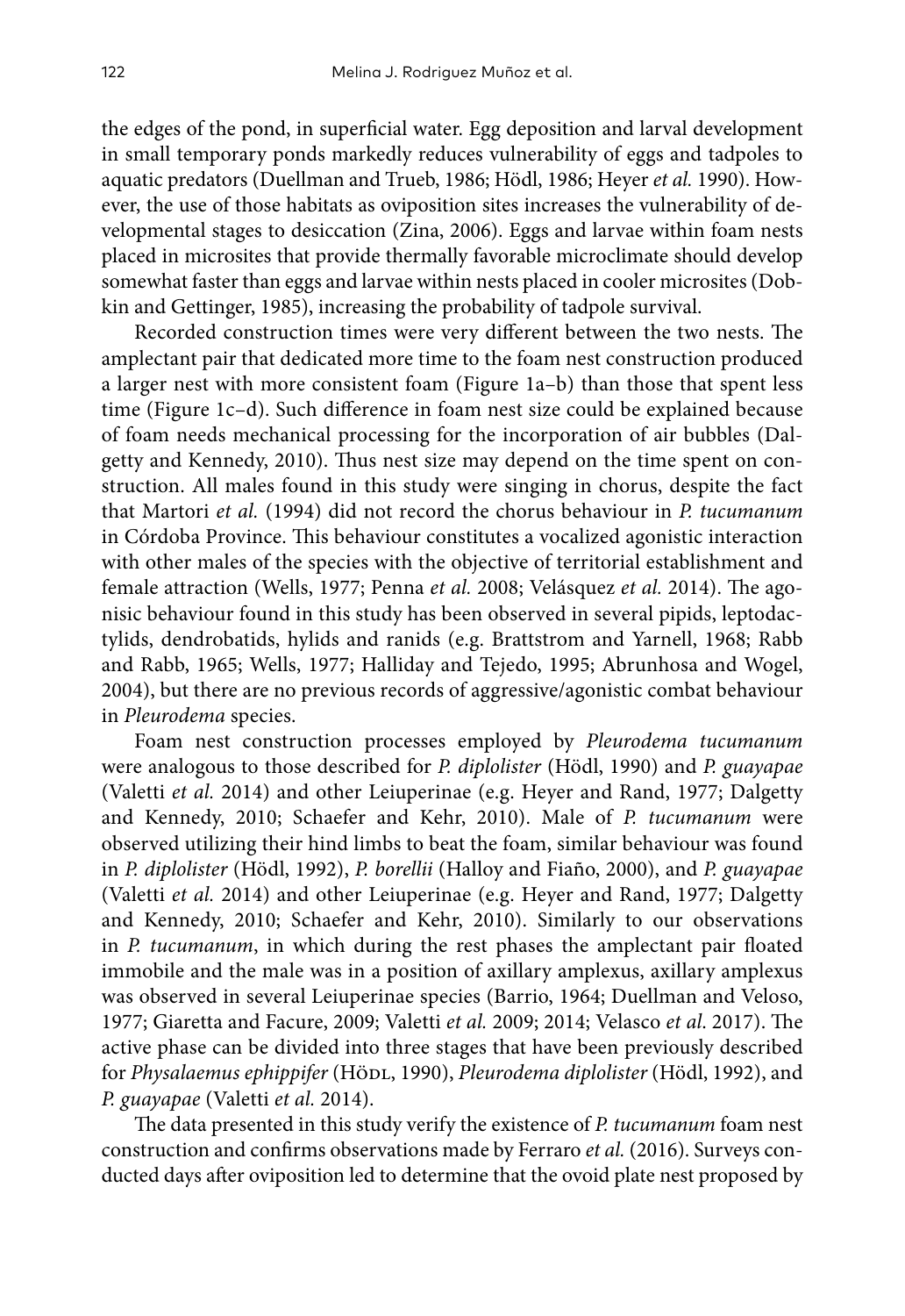the edges of the pond, in superficial water. Egg deposition and larval development in small temporary ponds markedly reduces vulnerability of eggs and tadpoles to aquatic predators (Duellman and Trueb, 1986; Hödl, 1986; Heyer *et al.* 1990). However, the use of those habitats as oviposition sites increases the vulnerability of developmental stages to desiccation (Zina, 2006). Eggs and larvae within foam nests placed in microsites that provide thermally favorable microclimate should develop somewhat faster than eggs and larvae within nests placed in cooler microsites (Dobkin and Gettinger, 1985), increasing the probability of tadpole survival.

Recorded construction times were very different between the two nests. The amplectant pair that dedicated more time to the foam nest construction produced a larger nest with more consistent foam (Figure 1a–b) than those that spent less time (Figure 1c–d). Such difference in foam nest size could be explained because of foam needs mechanical processing for the incorporation of air bubbles (Dalgetty and Kennedy, 2010). Thus nest size may depend on the time spent on construction. All males found in this study were singing in chorus, despite the fact that Martori *et al.* (1994) did not record the chorus behaviour in *P. tucumanum* in Córdoba Province. This behaviour constitutes a vocalized agonistic interaction with other males of the species with the objective of territorial establishment and female attraction (Wells, 1977; Penna *et al.* 2008; Velásquez *et al.* 2014). The agonisic behaviour found in this study has been observed in several pipids, leptodactylids, dendrobatids, hylids and ranids (e.g. Brattstrom and Yarnell, 1968; Rabb and Rabb, 1965; Wells, 1977; Halliday and Tejedo, 1995; Abrunhosa and Wogel, 2004), but there are no previous records of aggressive/agonistic combat behaviour in *Pleurodema* species.

Foam nest construction processes employed by *Pleurodema tucumanum* were analogous to those described for *P. diplolister* (Hödl, 1990) and *P. guayapae* (Valetti *et al.* 2014) and other Leiuperinae (e.g. Heyer and Rand, 1977; Dalgetty and Kennedy, 2010; Schaefer and Kehr, 2010). Male of *P. tucumanum* were observed utilizing their hind limbs to beat the foam, similar behaviour was found in *P. diplolister* (Hödl, 1992), *P. borellii* (Halloy and Fiaño, 2000), and *P. guayapae* (Valetti *et al.* 2014) and other Leiuperinae (e.g. Heyer and Rand, 1977; Dalgetty and Kennedy, 2010; Schaefer and Kehr, 2010). Similarly to our observations in *P. tucumanum*, in which during the rest phases the amplectant pair floated immobile and the male was in a position of axillary amplexus, axillary amplexus was observed in several Leiuperinae species (Barrio, 1964; Duellman and Veloso, 1977; Giaretta and Facure, 2009; Valetti *et al.* 2009; 2014; Velasco *et al.* 2017). The active phase can be divided into three stages that have been previously described for *Physalaemus ephippifer* (Hödl, 1990), *Pleurodema diplolister* (Hödl, 1992), and *P. guayapae* (Valetti *et al.* 2014).

The data presented in this study verify the existence of *P. tucumanum* foam nest construction and confirms observations made by Ferraro *et al.* (2016). Surveys conducted days after oviposition led to determine that the ovoid plate nest proposed by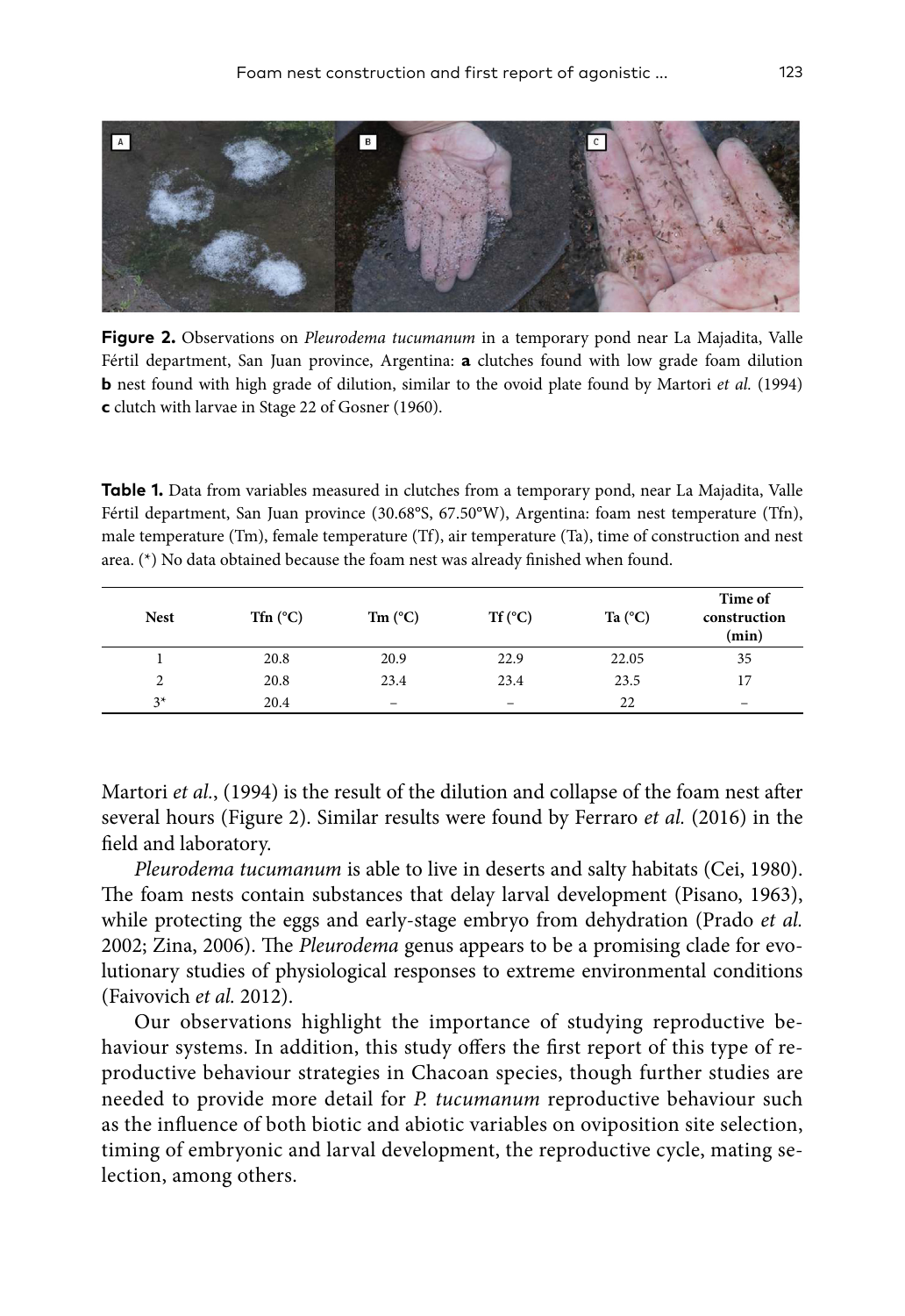**Figure 2.** Observations on *Pleurodema tucumanum* in a temporary pond near La Majadita, Valle Fértil department, San Juan province, Argentina: **a** clutches found with low grade foam dilution **b** nest found with high grade of dilution, similar to the ovoid plate found by Martori *et al.* (1994) **c** clutch with larvae in Stage 22 of Gosner (1960).

**Table 1.** Data from variables measured in clutches from a temporary pond, near La Majadita, Valle Fértil department, San Juan province (30.68°S, 67.50°W), Argentina: foam nest temperature (Tfn), male temperature (Tm), female temperature (Tf), air temperature (Ta), time of construction and nest area. (*) No data obtained because the foam nest was already finished when found.

| Nest | Tfn (°C) | Tm (°C) | Tf (°C) | Ta (°C) | Time of construction (min) |
|---|---|---|---|---|---|
| 1 | 20.8 | 20.9 | 22.9 | 22.05 | 35 |
| 2 | 20.8 | 23.4 | 23.4 | 23.5 | 17 |
| 3* | 20.4 | – | – | 22 | – |

Martori *et al.*, (1994) is the result of the dilution and collapse of the foam nest after several hours (Figure 2). Similar results were found by Ferraro *et al.* (2016) in the field and laboratory.

*Pleurodema tucumanum* is able to live in deserts and salty habitats (Cei, 1980). The foam nests contain substances that delay larval development (Pisano, 1963), while protecting the eggs and early-stage embryo from dehydration (Prado *et al.* 2002; Zina, 2006). The *Pleurodema* genus appears to be a promising clade for evolutionary studies of physiological responses to extreme environmental conditions (Faivovich *et al.* 2012).

Our observations highlight the importance of studying reproductive behaviour systems. In addition, this study offers the first report of this type of reproductive behaviour strategies in Chacoan species, though further studies are needed to provide more detail for *P. tucumanum* reproductive behaviour such as the influence of both biotic and abiotic variables on oviposition site selection, timing of embryonic and larval development, the reproductive cycle, mating selection, among others.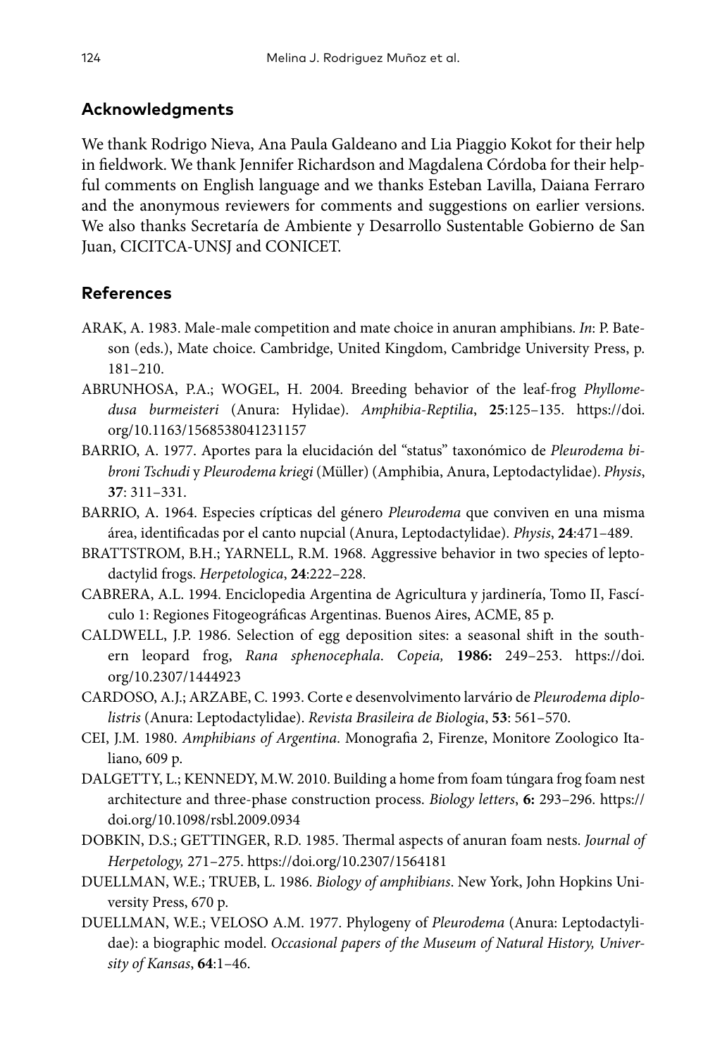## Acknowledgments

We thank Rodrigo Nieva, Ana Paula Galdeano and Lia Piaggio Kokot for their help in fieldwork. We thank Jennifer Richardson and Magdalena Córdoba for their helpful comments on English language and we thanks Esteban Lavilla, Daiana Ferraro and the anonymous reviewers for comments and suggestions on earlier versions. We also thanks Secretaría de Ambiente y Desarrollo Sustentable Gobierno de San Juan, CICITCA-UNSJ and CONICET.

## References

ARAK, A. 1983. Male-male competition and mate choice in anuran amphibians. *In*: P. Bateson (eds.), Mate choice. Cambridge, United Kingdom, Cambridge University Press, p. 181–210.

ABRUNHOSA, P.A.; WOGEL, H. 2004. Breeding behavior of the leaf-frog *Phyllomedusa burmeisteri* (Anura: Hylidae). *Amphibia-Reptilia*, **25**:125–135. https://doi.org/10.1163/1568538041231157

BARRIO, A. 1977. Aportes para la elucidación del "status" taxonómico de *Pleurodema bibroni Tschudi* y *Pleurodema kriegi* (Müller) (Amphibia, Anura, Leptodactylidae). *Physis*, **37**: 311–331.

BARRIO, A. 1964. Especies crípticas del género *Pleurodema* que conviven en una misma área, identificadas por el canto nupcial (Anura, Leptodactylidae). *Physis*, **24**:471–489.

BRATTSTROM, B.H.; YARNELL, R.M. 1968. Aggressive behavior in two species of leptodactylid frogs. *Herpetologica*, **24**:222–228.

CABRERA, A.L. 1994. Enciclopedia Argentina de Agricultura y jardinería, Tomo II, Fascículo 1: Regiones Fitogeográficas Argentinas. Buenos Aires, ACME, 85 p.

CALDWELL, J.P. 1986. Selection of egg deposition sites: a seasonal shift in the southern leopard frog, *Rana sphenocephala*. *Copeia,* **1986:** 249–253. https://doi.org/10.2307/1444923

CARDOSO, A.J.; ARZABE, C. 1993. Corte e desenvolvimento larvário de *Pleurodema diplolistris* (Anura: Leptodactylidae). *Revista Brasileira de Biologia*, **53**: 561–570.

CEI, J.M. 1980. *Amphibians of Argentina*. Monografia 2, Firenze, Monitore Zoologico Italiano, 609 p.

DALGETTY, L.; KENNEDY, M.W. 2010. Building a home from foam túngara frog foam nest architecture and three-phase construction process. *Biology letters*, **6:** 293–296. https://doi.org/10.1098/rsbl.2009.0934

DOBKIN, D.S.; GETTINGER, R.D. 1985. Thermal aspects of anuran foam nests. *Journal of Herpetology,* 271–275. https://doi.org/10.2307/1564181

DUELLMAN, W.E.; TRUEB, L. 1986. *Biology of amphibians*. New York, John Hopkins University Press, 670 p.

DUELLMAN, W.E.; VELOSO A.M. 1977. Phylogeny of *Pleurodema* (Anura: Leptodactylidae): a biographic model. *Occasional papers of the Museum of Natural History, University of Kansas*, **64**:1–46.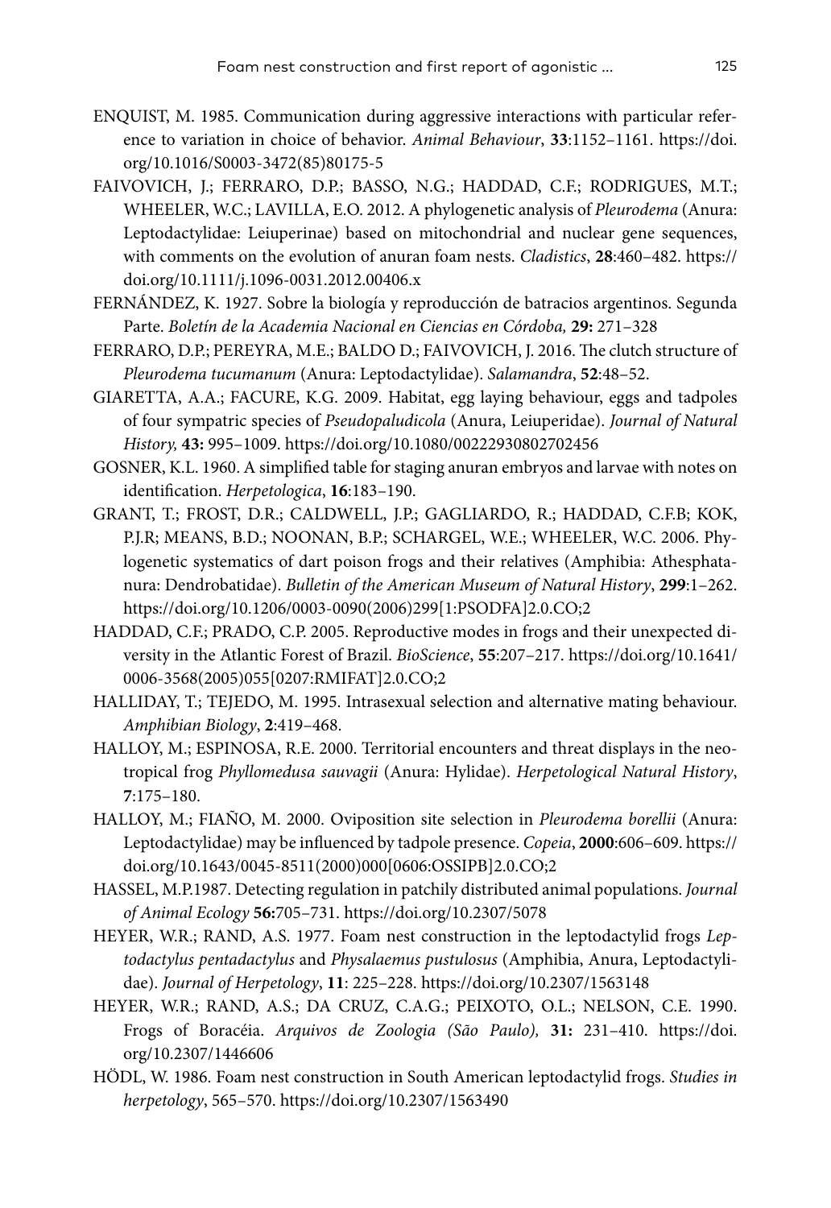ENQUIST, M. 1985. Communication during aggressive interactions with particular reference to variation in choice of behavior. *Animal Behaviour*, **33**:1152–1161. https://doi.org/10.1016/S0003-3472(85)80175-5

FAIVOVICH, J.; FERRARO, D.P.; BASSO, N.G.; HADDAD, C.F.; RODRIGUES, M.T.; WHEELER, W.C.; LAVILLA, E.O. 2012. A phylogenetic analysis of *Pleurodema* (Anura: Leptodactylidae: Leiuperinae) based on mitochondrial and nuclear gene sequences, with comments on the evolution of anuran foam nests. *Cladistics*, **28**:460–482. https://doi.org/10.1111/j.1096-0031.2012.00406.x

FERNÁNDEZ, K. 1927. Sobre la biología y reproducción de batracios argentinos. Segunda Parte. *Boletín de la Academia Nacional en Ciencias en Córdoba,* **29:** 271–328

FERRARO, D.P.; PEREYRA, M.E.; BALDO D.; FAIVOVICH, J. 2016. The clutch structure of *Pleurodema tucumanum* (Anura: Leptodactylidae). *Salamandra*, **52**:48–52.

GIARETTA, A.A.; FACURE, K.G. 2009. Habitat, egg laying behaviour, eggs and tadpoles of four sympatric species of *Pseudopaludicola* (Anura, Leiuperidae). *Journal of Natural History,* **43:** 995–1009. https://doi.org/10.1080/00222930802702456

GOSNER, K.L. 1960. A simplified table for staging anuran embryos and larvae with notes on identification. *Herpetologica*, **16**:183–190.

GRANT, T.; FROST, D.R.; CALDWELL, J.P.; GAGLIARDO, R.; HADDAD, C.F.B; KOK, P.J.R; MEANS, B.D.; NOONAN, B.P.; SCHARGEL, W.E.; WHEELER, W.C. 2006. Phylogenetic systematics of dart poison frogs and their relatives (Amphibia: Athesphatanura: Dendrobatidae). *Bulletin of the American Museum of Natural History*, **299**:1–262. https://doi.org/10.1206/0003-0090(2006)299[1:PSODFA]2.0.CO;2

HADDAD, C.F.; PRADO, C.P. 2005. Reproductive modes in frogs and their unexpected diversity in the Atlantic Forest of Brazil. *BioScience*, **55**:207–217. https://doi.org/10.1641/0006-3568(2005)055[0207:RMIFAT]2.0.CO;2

HALLIDAY, T.; TEJEDO, M. 1995. Intrasexual selection and alternative mating behaviour. *Amphibian Biology*, **2**:419–468.

HALLOY, M.; ESPINOSA, R.E. 2000. Territorial encounters and threat displays in the neotropical frog *Phyllomedusa sauvagii* (Anura: Hylidae). *Herpetological Natural History*, **7**:175–180.

HALLOY, M.; FIAÑO, M. 2000. Oviposition site selection in *Pleurodema borellii* (Anura: Leptodactylidae) may be influenced by tadpole presence. *Copeia*, **2000**:606–609. https://doi.org/10.1643/0045-8511(2000)000[0606:OSSIPB]2.0.CO;2

HASSEL, M.P.1987. Detecting regulation in patchily distributed animal populations. *Journal of Animal Ecology* **56:**705–731. https://doi.org/10.2307/5078

HEYER, W.R.; RAND, A.S. 1977. Foam nest construction in the leptodactylid frogs *Leptodactylus pentadactylus* and *Physalaemus pustulosus* (Amphibia, Anura, Leptodactylidae). *Journal of Herpetology*, **11**: 225–228. https://doi.org/10.2307/1563148

HEYER, W.R.; RAND, A.S.; DA CRUZ, C.A.G.; PEIXOTO, O.L.; NELSON, C.E. 1990. Frogs of Boracéia. *Arquivos de Zoologia (São Paulo),* **31:** 231–410. https://doi.org/10.2307/1446606

HÖDL, W. 1986. Foam nest construction in South American leptodactylid frogs. *Studies in herpetology*, 565–570. https://doi.org/10.2307/1563490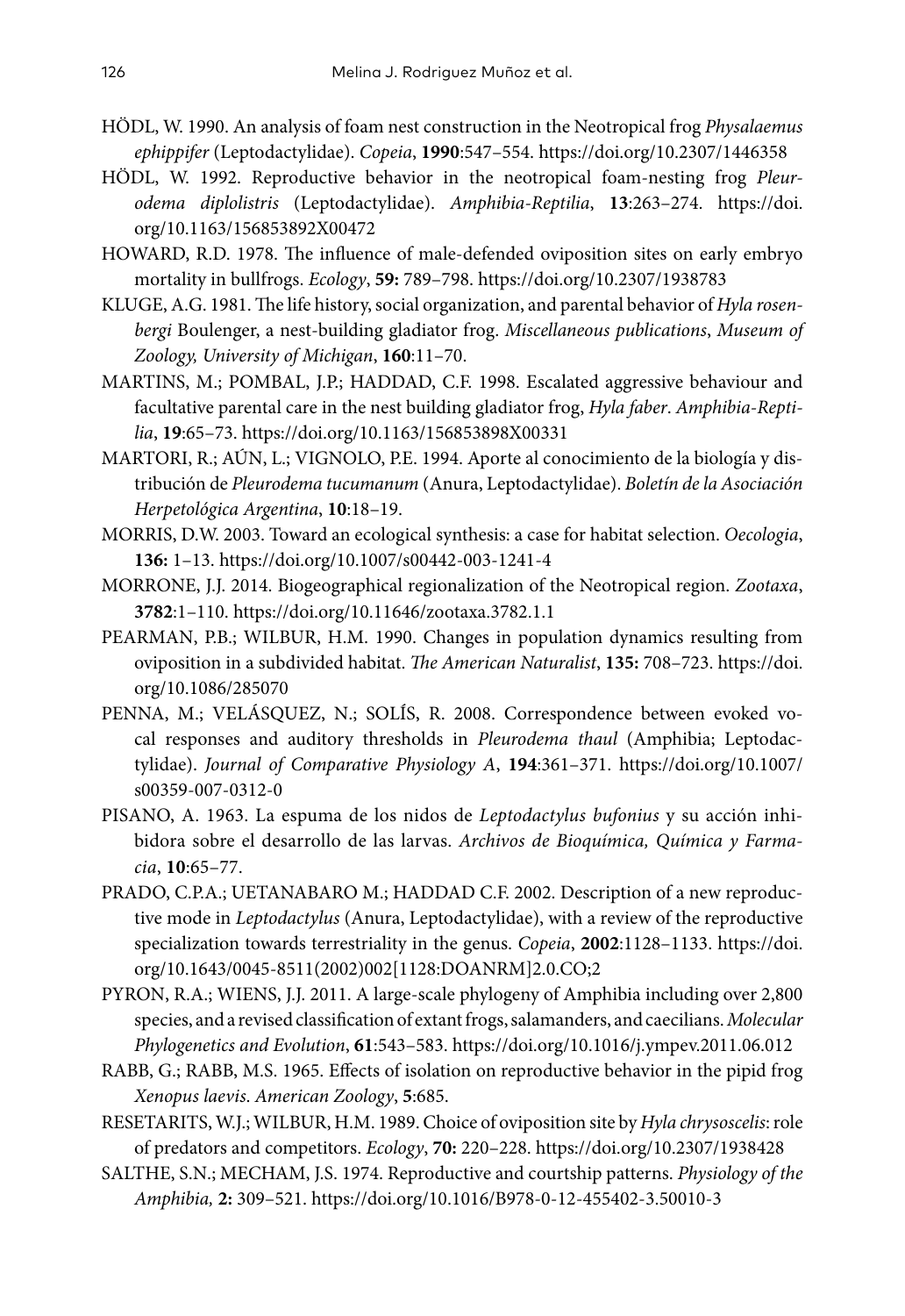HÖDL, W. 1990. An analysis of foam nest construction in the Neotropical frog *Physalaemus ephippifer* (Leptodactylidae). *Copeia*, **1990**:547–554. https://doi.org/10.2307/1446358

HÖDL, W. 1992. Reproductive behavior in the neotropical foam-nesting frog *Pleurodema diplolistris* (Leptodactylidae). *Amphibia-Reptilia*, **13**:263–274. https://doi.org/10.1163/156853892X00472

HOWARD, R.D. 1978. The influence of male-defended oviposition sites on early embryo mortality in bullfrogs. *Ecology*, **59:** 789–798. https://doi.org/10.2307/1938783

KLUGE, A.G. 1981. The life history, social organization, and parental behavior of *Hyla rosenbergi* Boulenger, a nest-building gladiator frog. *Miscellaneous publications*, *Museum of Zoology, University of Michigan*, **160**:11–70.

MARTINS, M.; POMBAL, J.P.; HADDAD, C.F. 1998. Escalated aggressive behaviour and facultative parental care in the nest building gladiator frog, *Hyla faber*. *Amphibia-Reptilia*, **19**:65–73. https://doi.org/10.1163/156853898X00331

MARTORI, R.; AÚN, L.; VIGNOLO, P.E. 1994. Aporte al conocimiento de la biología y distribución de *Pleurodema tucumanum* (Anura, Leptodactylidae). *Boletín de la Asociación Herpetológica Argentina*, **10**:18–19.

MORRIS, D.W. 2003. Toward an ecological synthesis: a case for habitat selection. *Oecologia*, **136:** 1–13. https://doi.org/10.1007/s00442-003-1241-4

MORRONE, J.J. 2014. Biogeographical regionalization of the Neotropical region. *Zootaxa*, **3782**:1–110. https://doi.org/10.11646/zootaxa.3782.1.1

PEARMAN, P.B.; WILBUR, H.M. 1990. Changes in population dynamics resulting from oviposition in a subdivided habitat. *The American Naturalist*, **135:** 708–723. https://doi.org/10.1086/285070

PENNA, M.; VELÁSQUEZ, N.; SOLÍS, R. 2008. Correspondence between evoked vocal responses and auditory thresholds in *Pleurodema thaul* (Amphibia; Leptodactylidae). *Journal of Comparative Physiology A*, **194**:361–371. https://doi.org/10.1007/s00359-007-0312-0

PISANO, A. 1963. La espuma de los nidos de *Leptodactylus bufonius* y su acción inhibidora sobre el desarrollo de las larvas. *Archivos de Bioquímica, Química y Farmacia*, **10**:65–77.

PRADO, C.P.A.; UETANABARO M.; HADDAD C.F. 2002. Description of a new reproductive mode in *Leptodactylus* (Anura, Leptodactylidae), with a review of the reproductive specialization towards terrestriality in the genus. *Copeia*, **2002**:1128–1133. https://doi.org/10.1643/0045-8511(2002)002[1128:DOANRM]2.0.CO;2

PYRON, R.A.; WIENS, J.J. 2011. A large-scale phylogeny of Amphibia including over 2,800 species, and a revised classification of extant frogs, salamanders, and caecilians. *Molecular Phylogenetics and Evolution*, **61**:543–583. https://doi.org/10.1016/j.ympev.2011.06.012

RABB, G.; RABB, M.S. 1965. Effects of isolation on reproductive behavior in the pipid frog *Xenopus laevis*. *American Zoology*, **5**:685.

RESETARITS, W.J.; WILBUR, H.M. 1989. Choice of oviposition site by *Hyla chrysoscelis*: role of predators and competitors. *Ecology*, **70:** 220–228. https://doi.org/10.2307/1938428

SALTHE, S.N.; MECHAM, J.S. 1974. Reproductive and courtship patterns. *Physiology of the Amphibia,* **2:** 309–521. https://doi.org/10.1016/B978-0-12-455402-3.50010-3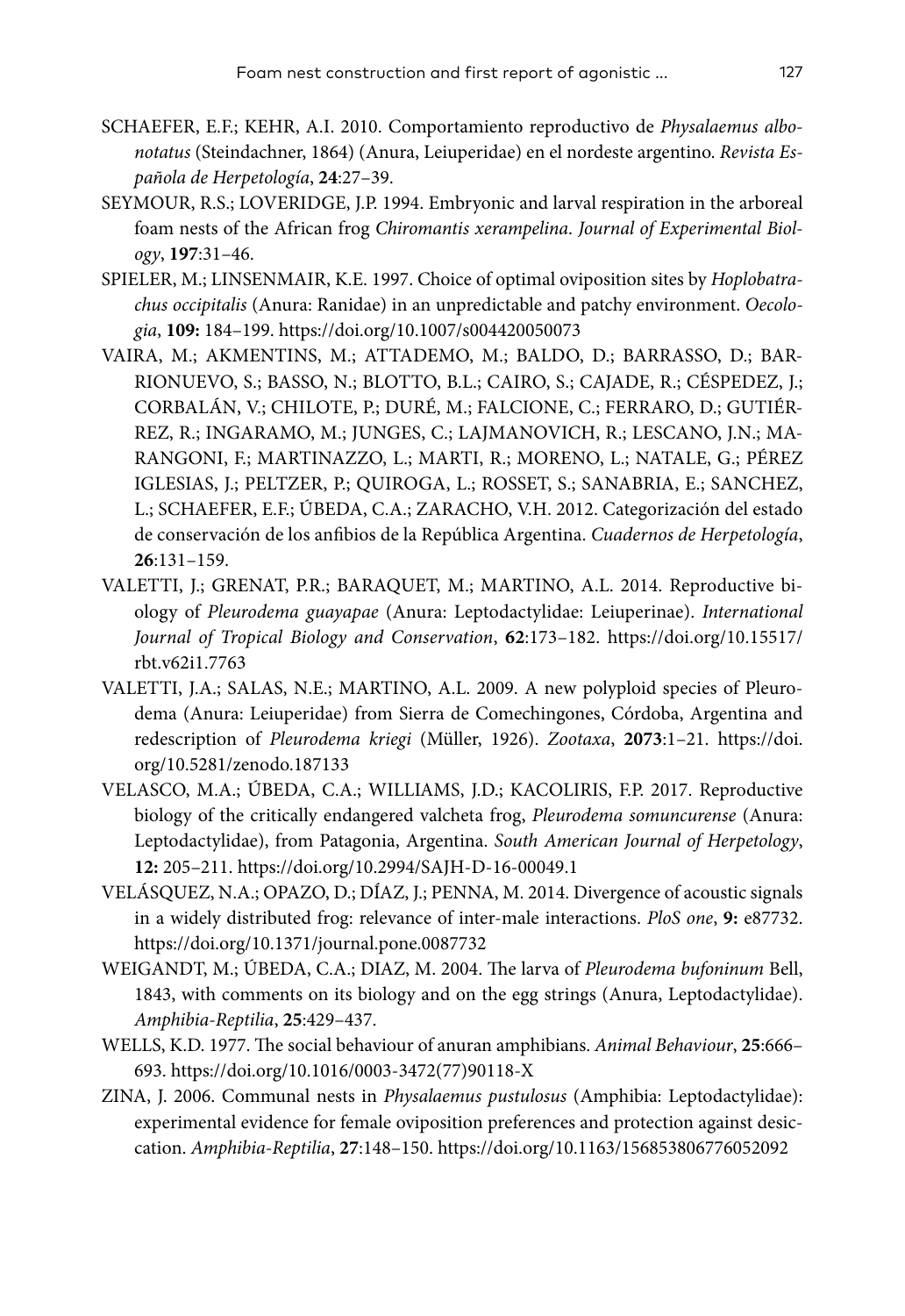SCHAEFER, E.F.; KEHR, A.I. 2010. Comportamiento reproductivo de *Physalaemus albonotatus* (Steindachner, 1864) (Anura, Leiuperidae) en el nordeste argentino. *Revista Española de Herpetología*, **24**:27–39.

SEYMOUR, R.S.; LOVERIDGE, J.P. 1994. Embryonic and larval respiration in the arboreal foam nests of the African frog *Chiromantis xerampelina*. *Journal of Experimental Biology*, **197**:31–46.

SPIELER, M.; LINSENMAIR, K.E. 1997. Choice of optimal oviposition sites by *Hoplobatrachus occipitalis* (Anura: Ranidae) in an unpredictable and patchy environment. *Oecologia*, **109:** 184–199. https://doi.org/10.1007/s004420050073

VAIRA, M.; AKMENTINS, M.; ATTADEMO, M.; BALDO, D.; BARRASSO, D.; BARRIONUEVO, S.; BASSO, N.; BLOTTO, B.L.; CAIRO, S.; CAJADE, R.; CÉSPEDEZ, J.; CORBALÁN, V.; CHILOTE, P.; DURÉ, M.; FALCIONE, C.; FERRARO, D.; GUTIÉRREZ, R.; INGARAMO, M.; JUNGES, C.; LAJMANOVICH, R.; LESCANO, J.N.; MARANGONI, F.; MARTINAZZO, L.; MARTI, R.; MORENO, L.; NATALE, G.; PÉREZ IGLESIAS, J.; PELTZER, P.; QUIROGA, L.; ROSSET, S.; SANABRIA, E.; SANCHEZ, L.; SCHAEFER, E.F.; ÚBEDA, C.A.; ZARACHO, V.H. 2012. Categorización del estado de conservación de los anfibios de la República Argentina. *Cuadernos de Herpetología*, **26**:131–159.

VALETTI, J.; GRENAT, P.R.; BARAQUET, M.; MARTINO, A.L. 2014. Reproductive biology of *Pleurodema guayapae* (Anura: Leptodactylidae: Leiuperinae). *International Journal of Tropical Biology and Conservation*, **62**:173–182. https://doi.org/10.15517/rbt.v62i1.7763

VALETTI, J.A.; SALAS, N.E.; MARTINO, A.L. 2009. A new polyploid species of Pleurodema (Anura: Leiuperidae) from Sierra de Comechingones, Córdoba, Argentina and redescription of *Pleurodema kriegi* (Müller, 1926). *Zootaxa*, **2073**:1–21. https://doi.org/10.5281/zenodo.187133

VELASCO, M.A.; ÚBEDA, C.A.; WILLIAMS, J.D.; KACOLIRIS, F.P. 2017. Reproductive biology of the critically endangered valcheta frog, *Pleurodema somuncurense* (Anura: Leptodactylidae), from Patagonia, Argentina. *South American Journal of Herpetology*, **12:** 205–211. https://doi.org/10.2994/SAJH-D-16-00049.1

VELÁSQUEZ, N.A.; OPAZO, D.; DÍAZ, J.; PENNA, M. 2014. Divergence of acoustic signals in a widely distributed frog: relevance of inter-male interactions. *PloS one*, **9:** e87732. https://doi.org/10.1371/journal.pone.0087732

WEIGANDT, M.; ÚBEDA, C.A.; DIAZ, M. 2004. The larva of *Pleurodema bufoninum* Bell, 1843, with comments on its biology and on the egg strings (Anura, Leptodactylidae). *Amphibia-Reptilia*, **25**:429–437.

WELLS, K.D. 1977. The social behaviour of anuran amphibians. *Animal Behaviour*, **25**:666–693. https://doi.org/10.1016/0003-3472(77)90118-X

ZINA, J. 2006. Communal nests in *Physalaemus pustulosus* (Amphibia: Leptodactylidae): experimental evidence for female oviposition preferences and protection against desiccation. *Amphibia-Reptilia*, **27**:148–150. https://doi.org/10.1163/156853806776052092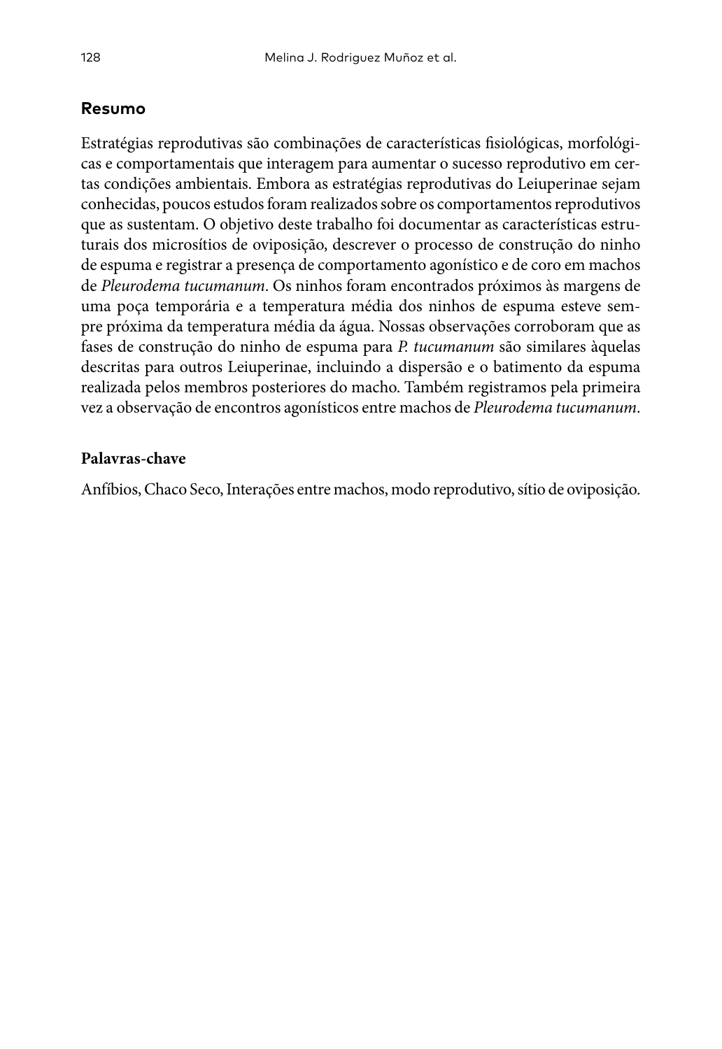## Resumo

Estratégias reprodutivas são combinações de características fisiológicas, morfológicas e comportamentais que interagem para aumentar o sucesso reprodutivo em certas condições ambientais. Embora as estratégias reprodutivas do Leiuperinae sejam conhecidas, poucos estudos foram realizados sobre os comportamentos reprodutivos que as sustentam. O objetivo deste trabalho foi documentar as características estruturais dos microsítios de oviposição, descrever o processo de construção do ninho de espuma e registrar a presença de comportamento agonístico e de coro em machos de *Pleurodema tucumanum*. Os ninhos foram encontrados próximos às margens de uma poça temporária e a temperatura média dos ninhos de espuma esteve sempre próxima da temperatura média da água. Nossas observações corroboram que as fases de construção do ninho de espuma para *P. tucumanum* são similares àquelas descritas para outros Leiuperinae, incluindo a dispersão e o batimento da espuma realizada pelos membros posteriores do macho. Também registramos pela primeira vez a observação de encontros agonísticos entre machos de *Pleurodema tucumanum*.

### Palavras-chave

Anfíbios, Chaco Seco, Interações entre machos, modo reprodutivo, sítio de oviposição.